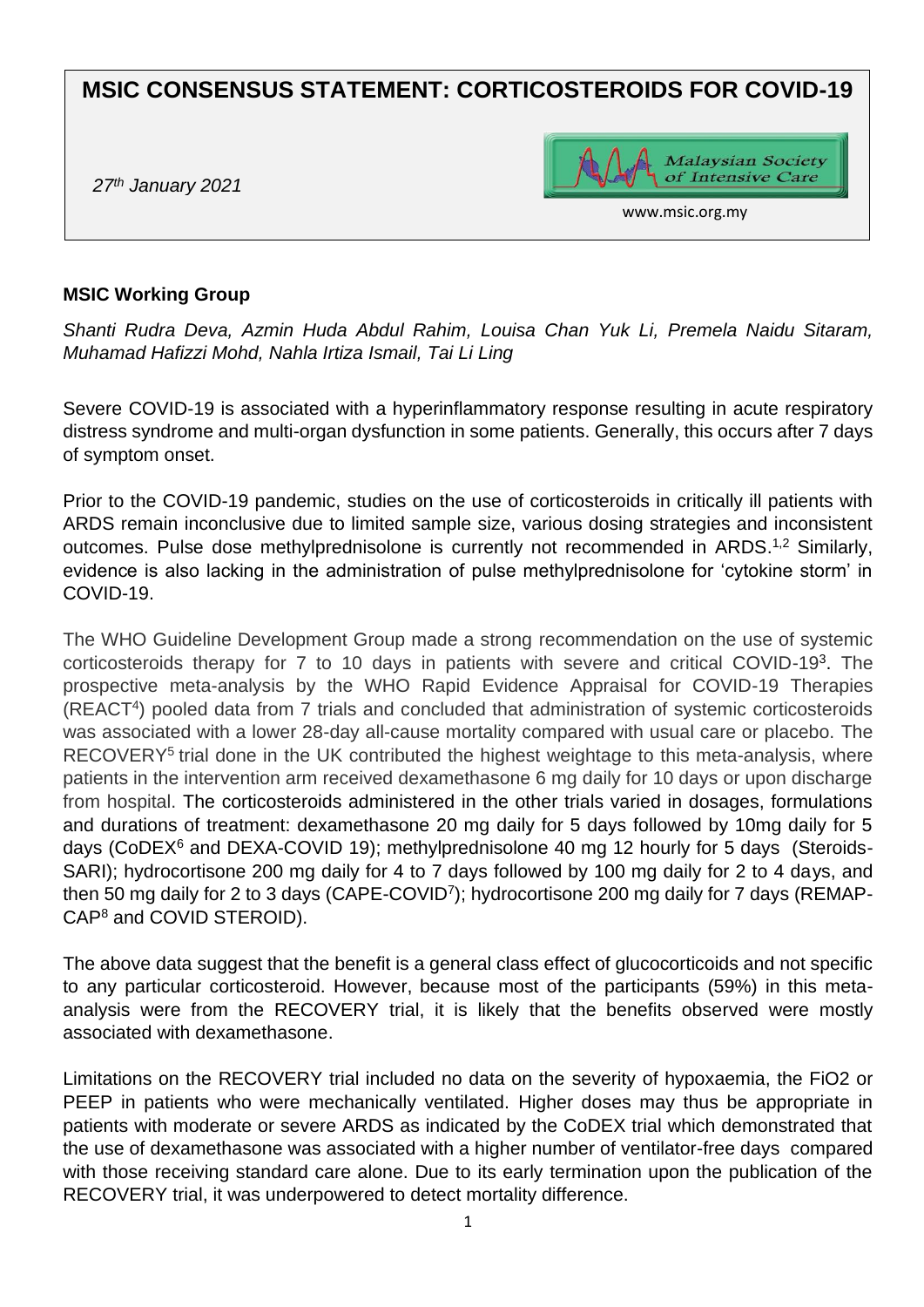# MSIC CONSENSUS STATEMENT: CORTICOSTEROIDS FOR COVID-19

*27th January 2021*

Malaysian Society of Intensive Care

www.msic.org.my

**MSIC Working Group**

*Shanti Rudra Deva, Azmin Huda Abdul Rahim, Louisa Chan Yuk Li, Premela Naidu Sitaram, Muhamad Hafizzi Mohd, Nahla Irtiza Ismail, Tai Li Ling*

Severe COVID-19 is associated with a hyperinflammatory response resulting in acute respiratory distress syndrome and multi-organ dysfunction in some patients. Generally, this occurs after 7 days of symptom onset.

Prior to the COVID-19 pandemic, studies on the use of corticosteroids in critically ill patients with ARDS remain inconclusive due to limited sample size, various dosing strategies and inconsistent outcomes. Pulse dose methylprednisolone is currently not recommended in ARDS.[1,2] Similarly, evidence is also lacking in the administration of pulse methylprednisolone for 'cytokine storm' in COVID-19.

The WHO Guideline Development Group made a strong recommendation on the use of systemic corticosteroids therapy for 7 to 10 days in patients with severe and critical COVID-19[3]. The prospective meta-analysis by the WHO Rapid Evidence Appraisal for COVID-19 Therapies (REACT[4]) pooled data from 7 trials and concluded that administration of systemic corticosteroids was associated with a lower 28-day all-cause mortality compared with usual care or placebo. The RECOVERY[5] trial done in the UK contributed the highest weightage to this meta-analysis, where patients in the intervention arm received dexamethasone 6 mg daily for 10 days or upon discharge from hospital. The corticosteroids administered in the other trials varied in dosages, formulations and durations of treatment: dexamethasone 20 mg daily for 5 days followed by 10mg daily for 5 days (CoDEX[6] and DEXA-COVID 19); methylprednisolone 40 mg 12 hourly for 5 days (Steroids-SARI); hydrocortisone 200 mg daily for 4 to 7 days followed by 100 mg daily for 2 to 4 days, and then 50 mg daily for 2 to 3 days (CAPE-COVID[7]); hydrocortisone 200 mg daily for 7 days (REMAP-CAP[8] and COVID STEROID).

The above data suggest that the benefit is a general class effect of glucocorticoids and not specific to any particular corticosteroid. However, because most of the participants (59%) in this meta-analysis were from the RECOVERY trial, it is likely that the benefits observed were mostly associated with dexamethasone.

Limitations on the RECOVERY trial included no data on the severity of hypoxaemia, the FiO2 or PEEP in patients who were mechanically ventilated. Higher doses may thus be appropriate in patients with moderate or severe ARDS as indicated by the CoDEX trial which demonstrated that the use of dexamethasone was associated with a higher number of ventilator-free days compared with those receiving standard care alone. Due to its early termination upon the publication of the RECOVERY trial, it was underpowered to detect mortality difference.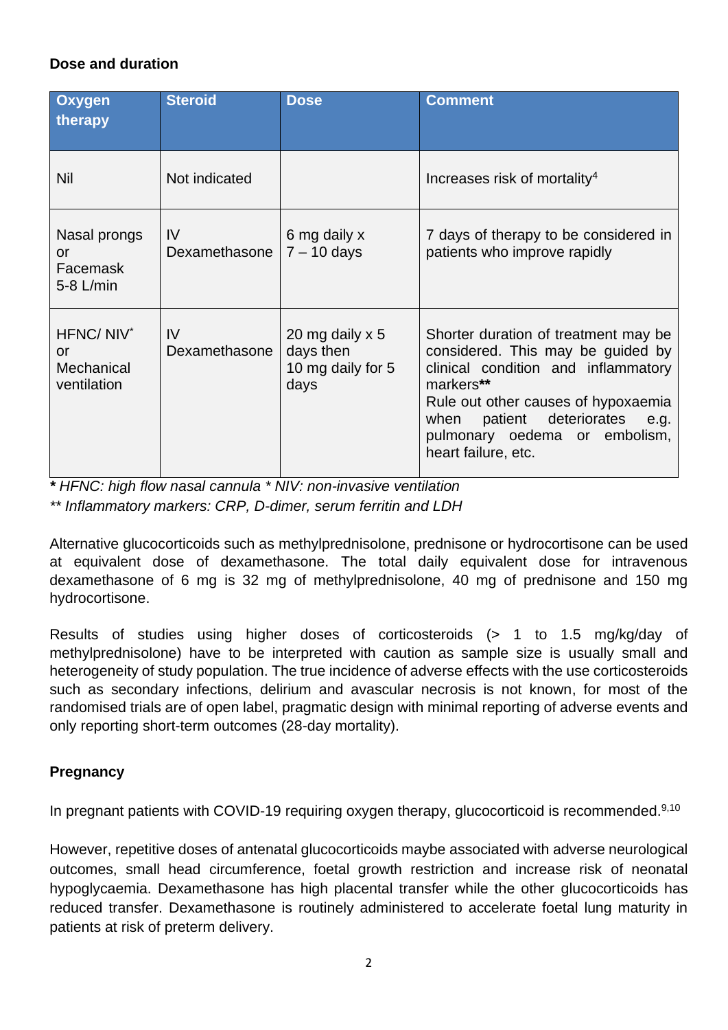**Dose and duration**

| Oxygen therapy | Steroid | Dose | Comment |
|---|---|---|---|
| Nil | Not indicated | | Increases risk of mortality[4] |
| Nasal prongs or Facemask 5-8 L/min | IV Dexamethasone | 6 mg daily x 7 – 10 days | 7 days of therapy to be considered in patients who improve rapidly |
| HFNC/ NIV* or Mechanical ventilation | IV Dexamethasone | 20 mg daily x 5 days then 10 mg daily for 5 days | Shorter duration of treatment may be considered. This may be guided by clinical condition and inflammatory markers** Rule out other causes of hypoxaemia when patient deteriorates e.g. pulmonary oedema or embolism, heart failure, etc. |

***** *HFNC: high flow nasal cannula * NIV: non-invasive ventilation*

*** Inflammatory markers: CRP, D-dimer, serum ferritin and LDH*

Alternative glucocorticoids such as methylprednisolone, prednisone or hydrocortisone can be used at equivalent dose of dexamethasone. The total daily equivalent dose for intravenous dexamethasone of 6 mg is 32 mg of methylprednisolone, 40 mg of prednisone and 150 mg hydrocortisone.

Results of studies using higher doses of corticosteroids (> 1 to 1.5 mg/kg/day of methylprednisolone) have to be interpreted with caution as sample size is usually small and heterogeneity of study population. The true incidence of adverse effects with the use corticosteroids such as secondary infections, delirium and avascular necrosis is not known, for most of the randomised trials are of open label, pragmatic design with minimal reporting of adverse events and only reporting short-term outcomes (28-day mortality).

**Pregnancy**

In pregnant patients with COVID-19 requiring oxygen therapy, glucocorticoid is recommended.[9,10]

However, repetitive doses of antenatal glucocorticoids maybe associated with adverse neurological outcomes, small head circumference, foetal growth restriction and increase risk of neonatal hypoglycaemia. Dexamethasone has high placental transfer while the other glucocorticoids has reduced transfer. Dexamethasone is routinely administered to accelerate foetal lung maturity in patients at risk of preterm delivery.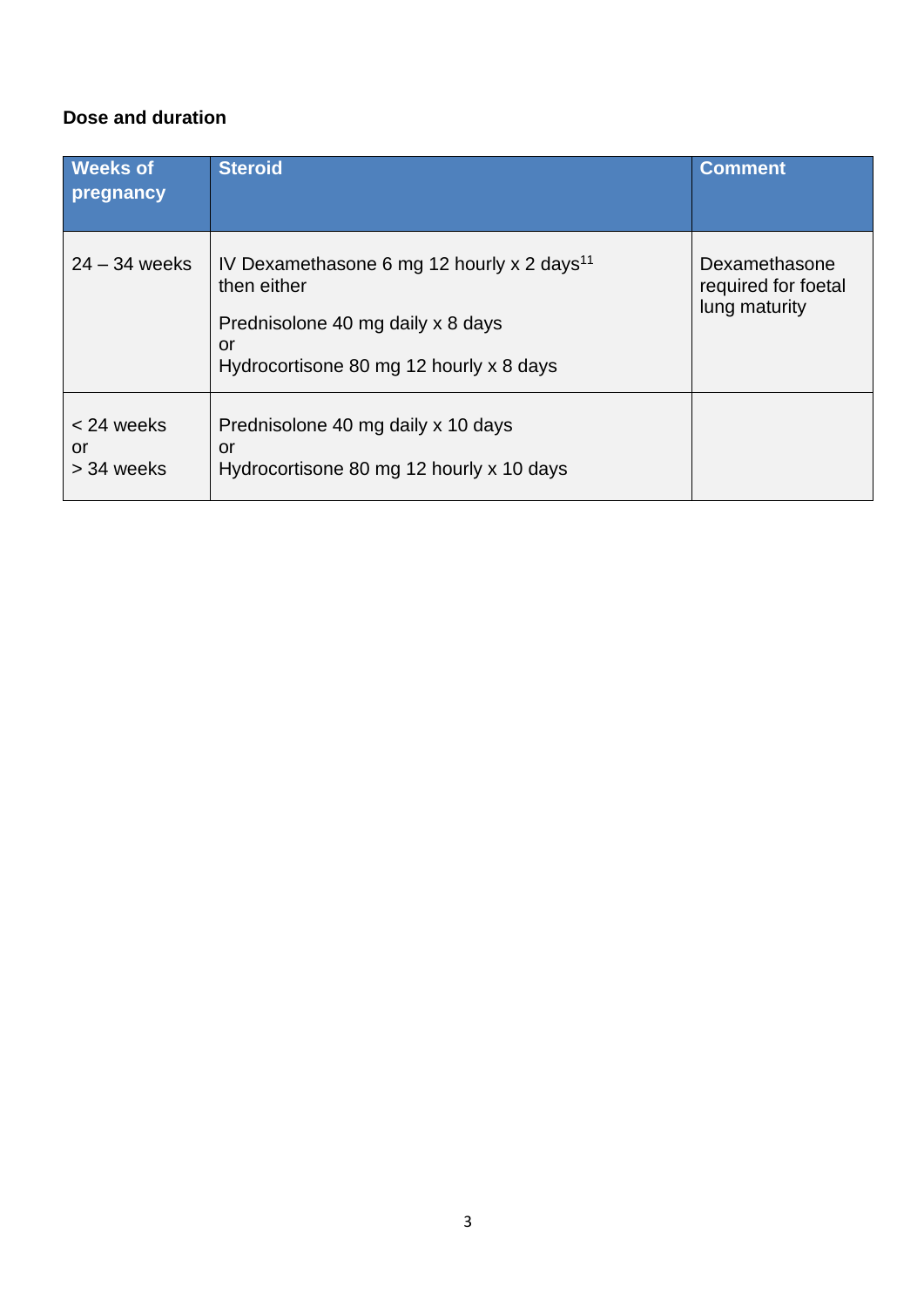**Dose and duration**

| Weeks of pregnancy | Steroid | Comment |
|---|---|---|
| 24 – 34 weeks | IV Dexamethasone 6 mg 12 hourly x 2 days[11] then either<br><br>Prednisolone 40 mg daily x 8 days<br>or<br>Hydrocortisone 80 mg 12 hourly x 8 days | Dexamethasone required for foetal lung maturity |
| < 24 weeks<br>or<br>> 34 weeks | Prednisolone 40 mg daily x 10 days<br>or<br>Hydrocortisone 80 mg 12 hourly x 10 days | |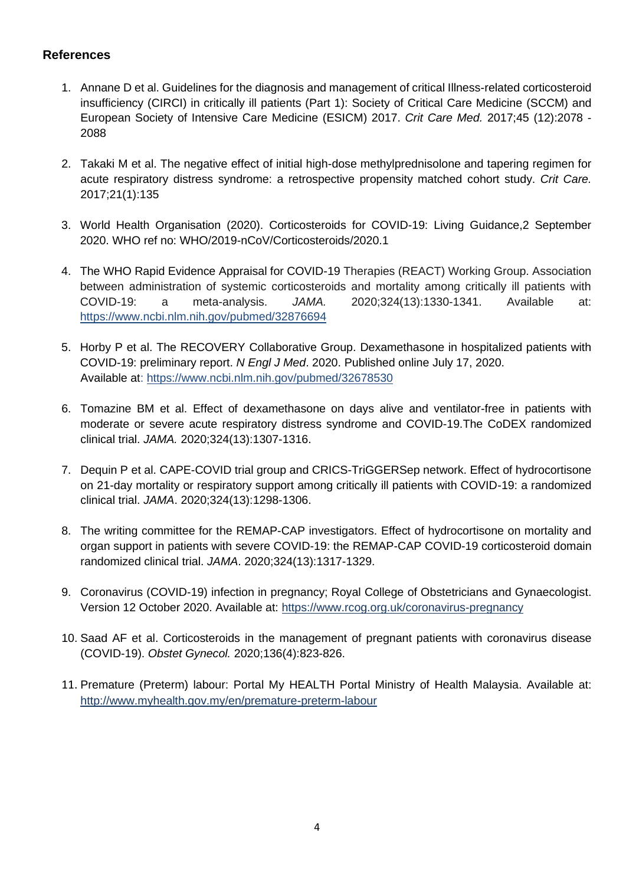## References

1. Annane D et al. Guidelines for the diagnosis and management of critical Illness-related corticosteroid insufficiency (CIRCI) in critically ill patients (Part 1): Society of Critical Care Medicine (SCCM) and European Society of Intensive Care Medicine (ESICM) 2017. *Crit Care Med.* 2017;45 (12):2078 - 2088

2. Takaki M et al. The negative effect of initial high-dose methylprednisolone and tapering regimen for acute respiratory distress syndrome: a retrospective propensity matched cohort study. *Crit Care.* 2017;21(1):135

3. World Health Organisation (2020). Corticosteroids for COVID-19: Living Guidance,2 September 2020. WHO ref no: WHO/2019-nCoV/Corticosteroids/2020.1

4. The WHO Rapid Evidence Appraisal for COVID-19 Therapies (REACT) Working Group. Association between administration of systemic corticosteroids and mortality among critically ill patients with COVID-19: a meta-analysis. *JAMA.* 2020;324(13):1330-1341. Available at: https://www.ncbi.nlm.nih.gov/pubmed/32876694

5. Horby P et al. The RECOVERY Collaborative Group. Dexamethasone in hospitalized patients with COVID-19: preliminary report. *N Engl J Med*. 2020. Published online July 17, 2020. Available at: https://www.ncbi.nlm.nih.gov/pubmed/32678530

6. Tomazine BM et al. Effect of dexamethasone on days alive and ventilator-free in patients with moderate or severe acute respiratory distress syndrome and COVID-19.The CoDEX randomized clinical trial. *JAMA.* 2020;324(13):1307-1316.

7. Dequin P et al. CAPE-COVID trial group and CRICS-TriGGERSep network. Effect of hydrocortisone on 21-day mortality or respiratory support among critically ill patients with COVID-19: a randomized clinical trial. *JAMA*. 2020;324(13):1298-1306.

8. The writing committee for the REMAP-CAP investigators. Effect of hydrocortisone on mortality and organ support in patients with severe COVID-19: the REMAP-CAP COVID-19 corticosteroid domain randomized clinical trial. *JAMA*. 2020;324(13):1317-1329.

9. Coronavirus (COVID-19) infection in pregnancy; Royal College of Obstetricians and Gynaecologist. Version 12 October 2020. Available at: https://www.rcog.org.uk/coronavirus-pregnancy

10. Saad AF et al. Corticosteroids in the management of pregnant patients with coronavirus disease (COVID-19). *Obstet Gynecol.* 2020;136(4):823-826.

11. Premature (Preterm) labour: Portal My HEALTH Portal Ministry of Health Malaysia. Available at: http://www.myhealth.gov.my/en/premature-preterm-labour